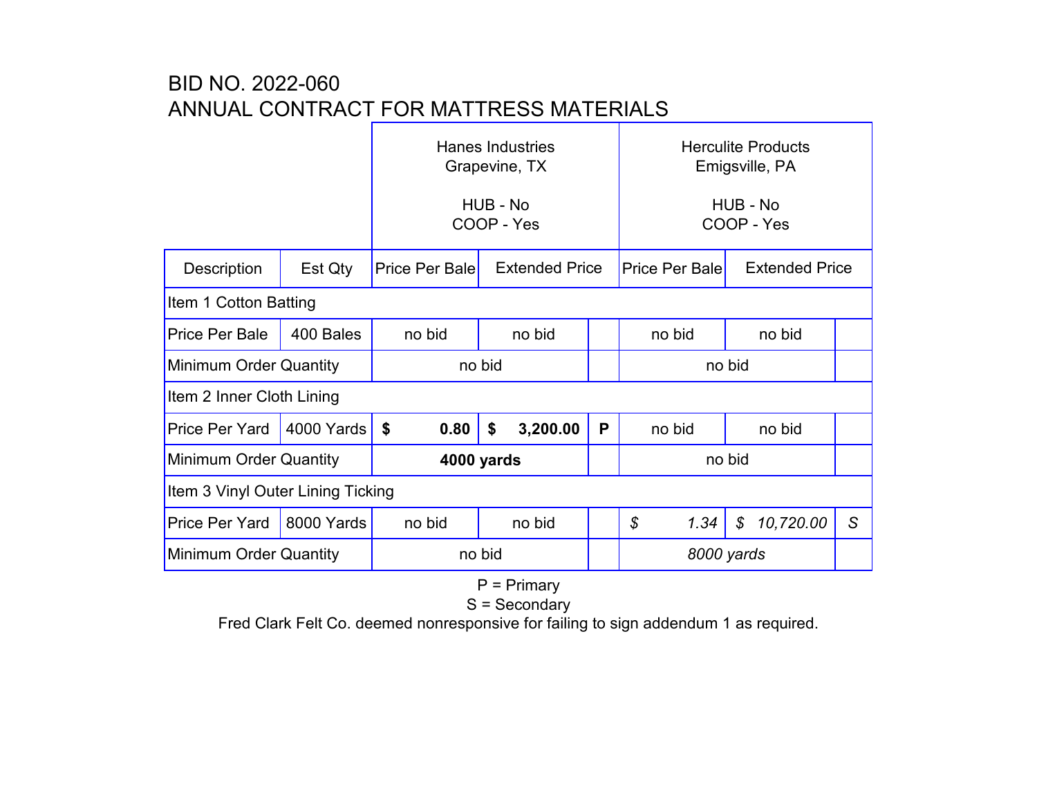# BID NO. 2022-060
# ANNUAL CONTRACT FOR MATTRESS MATERIALS

| | | Hanes Industries Grapevine, TX HUB - No COOP - Yes | | | Herculite Products Emigsville, PA HUB - No COOP - Yes | | |
|---|---|---|---|---|---|---|---|
| Description | Est Qty | Price Per Bale | Extended Price | | Price Per Bale | Extended Price | |
| Item 1 Cotton Batting | | | | | | | |
| Price Per Bale | 400 Bales | no bid | no bid | | no bid | no bid | |
| Minimum Order Quantity | | no bid | | | no bid | | |
| Item 2 Inner Cloth Lining | | | | | | | |
| Price Per Yard | 4000 Yards | **$ 0.80** | **$ 3,200.00** | **P** | no bid | no bid | |
| Minimum Order Quantity | | **4000 yards** | | | no bid | | |
| Item 3 Vinyl Outer Lining Ticking | | | | | | | |
| Price Per Yard | 8000 Yards | no bid | no bid | | *$ 1.34* | *$ 10,720.00* | *S* |
| Minimum Order Quantity | | no bid | | | *8000 yards* | | |

P = Primary

S = Secondary

Fred Clark Felt Co. deemed nonresponsive for failing to sign addendum 1 as required.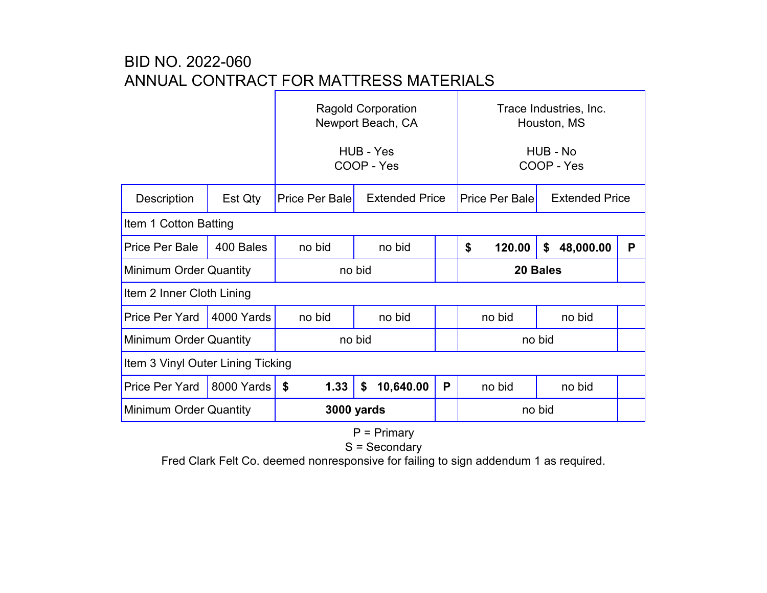BID NO. 2022-060
ANNUAL CONTRACT FOR MATTRESS MATERIALS

| | | Ragold Corporation Newport Beach, CA HUB - Yes COOP - Yes | | | Trace Industries, Inc. Houston, MS HUB - No COOP - Yes | | |
|---|---|---|---|---|---|---|---|
| Description | Est Qty | Price Per Bale | Extended Price | | Price Per Bale | Extended Price | |
| Item 1 Cotton Batting | | | | | | | |
| Price Per Bale | 400 Bales | no bid | no bid | | **$ 120.00** | **$ 48,000.00** | **P** |
| Minimum Order Quantity | | no bid | | | **20 Bales** | | |
| Item 2 Inner Cloth Lining | | | | | | | |
| Price Per Yard | 4000 Yards | no bid | no bid | | no bid | no bid | |
| Minimum Order Quantity | | no bid | | | no bid | | |
| Item 3 Vinyl Outer Lining Ticking | | | | | | | |
| Price Per Yard | 8000 Yards | **$ 1.33** | **$ 10,640.00** | **P** | no bid | no bid | |
| Minimum Order Quantity | | **3000 yards** | | | no bid | | |

P = Primary
S = Secondary
Fred Clark Felt Co. deemed nonresponsive for failing to sign addendum 1 as required.